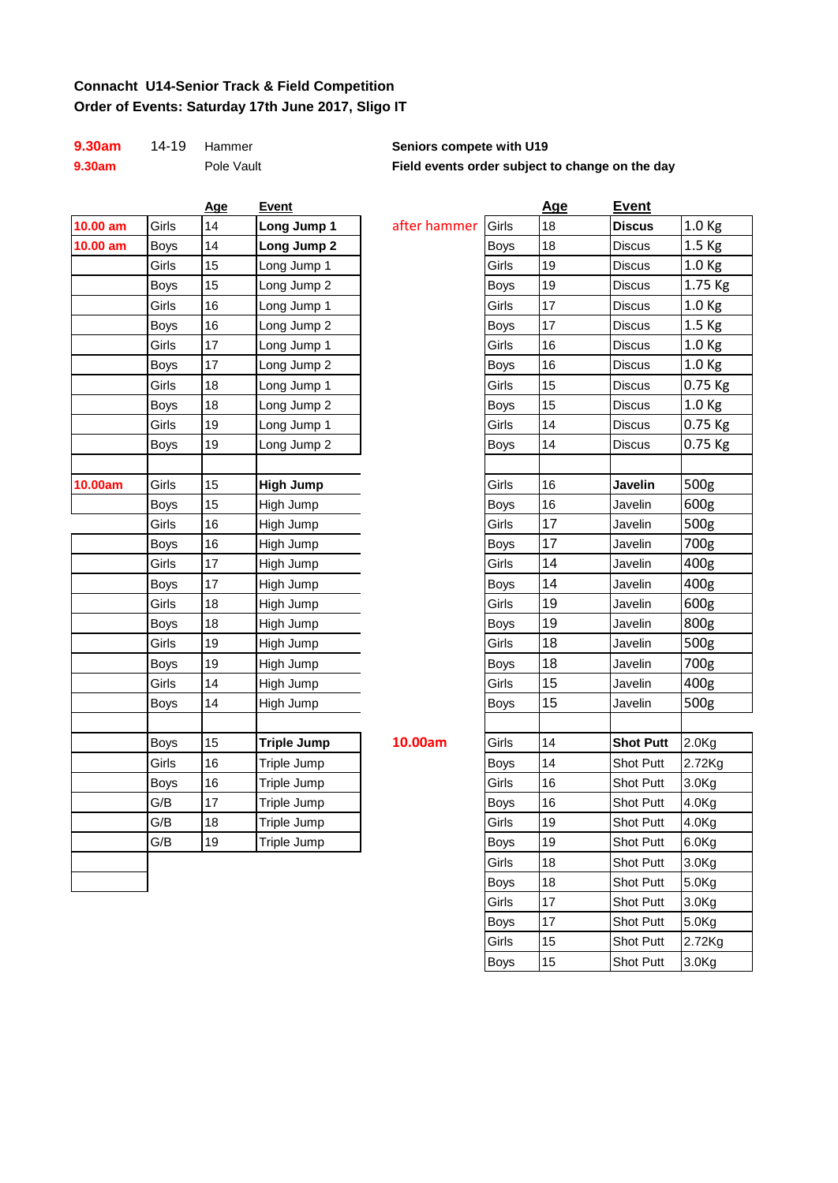**Connacht U14-Senior Track & Field Competition**

**Order of Events: Saturday 17th June 2017, Sligo IT**

| | | |
|---|---|---|
| **9.30am** | 14-19 | Hammer |
| **9.30am** | | Pole Vault |

**Seniors compete with U19**

**Field events order subject to change on the day**

| | | Age | Event |
|---|---|---|---|
| **10.00 am** | Girls | 14 | **Long Jump 1** |
| **10.00 am** | Boys | 14 | **Long Jump 2** |
| | Girls | 15 | Long Jump 1 |
| | Boys | 15 | Long Jump 2 |
| | Girls | 16 | Long Jump 1 |
| | Boys | 16 | Long Jump 2 |
| | Girls | 17 | Long Jump 1 |
| | Boys | 17 | Long Jump 2 |
| | Girls | 18 | Long Jump 1 |
| | Boys | 18 | Long Jump 2 |
| | Girls | 19 | Long Jump 1 |
| | Boys | 19 | Long Jump 2 |
| | | | |
| **10.00am** | Girls | 15 | **High Jump** |
| | Boys | 15 | High Jump |
| | Girls | 16 | High Jump |
| | Boys | 16 | High Jump |
| | Girls | 17 | High Jump |
| | Boys | 17 | High Jump |
| | Girls | 18 | High Jump |
| | Boys | 18 | High Jump |
| | Girls | 19 | High Jump |
| | Boys | 19 | High Jump |
| | Girls | 14 | High Jump |
| | Boys | 14 | High Jump |
| | | | |
| | Boys | 15 | **Triple Jump** |
| | Girls | 16 | Triple Jump |
| | Boys | 16 | Triple Jump |
| | G/B | 17 | Triple Jump |
| | G/B | 18 | Triple Jump |
| | G/B | 19 | Triple Jump |

| | | Age | Event | |
|---|---|---|---|---|
| after hammer | Girls | 18 | **Discus** | 1.0 Kg |
| | Boys | 18 | Discus | 1.5 Kg |
| | Girls | 19 | Discus | 1.0 Kg |
| | Boys | 19 | Discus | 1.75 Kg |
| | Girls | 17 | Discus | 1.0 Kg |
| | Boys | 17 | Discus | 1.5 Kg |
| | Girls | 16 | Discus | 1.0 Kg |
| | Boys | 16 | Discus | 1.0 Kg |
| | Girls | 15 | Discus | 0.75 Kg |
| | Boys | 15 | Discus | 1.0 Kg |
| | Girls | 14 | Discus | 0.75 Kg |
| | Boys | 14 | Discus | 0.75 Kg |
| | | | | |
| | Girls | 16 | **Javelin** | 500g |
| | Boys | 16 | Javelin | 600g |
| | Girls | 17 | Javelin | 500g |
| | Boys | 17 | Javelin | 700g |
| | Girls | 14 | Javelin | 400g |
| | Boys | 14 | Javelin | 400g |
| | Girls | 19 | Javelin | 600g |
| | Boys | 19 | Javelin | 800g |
| | Girls | 18 | Javelin | 500g |
| | Boys | 18 | Javelin | 700g |
| | Girls | 15 | Javelin | 400g |
| | Boys | 15 | Javelin | 500g |
| | | | | |
| **10.00am** | Girls | 14 | **Shot Putt** | 2.0Kg |
| | Boys | 14 | Shot Putt | 2.72Kg |
| | Girls | 16 | Shot Putt | 3.0Kg |
| | Boys | 16 | Shot Putt | 4.0Kg |
| | Girls | 19 | Shot Putt | 4.0Kg |
| | Boys | 19 | Shot Putt | 6.0Kg |
| | Girls | 18 | Shot Putt | 3.0Kg |
| | Boys | 18 | Shot Putt | 5.0Kg |
| | Girls | 17 | Shot Putt | 3.0Kg |
| | Boys | 17 | Shot Putt | 5.0Kg |
| | Girls | 15 | Shot Putt | 2.72Kg |
| | Boys | 15 | Shot Putt | 3.0Kg |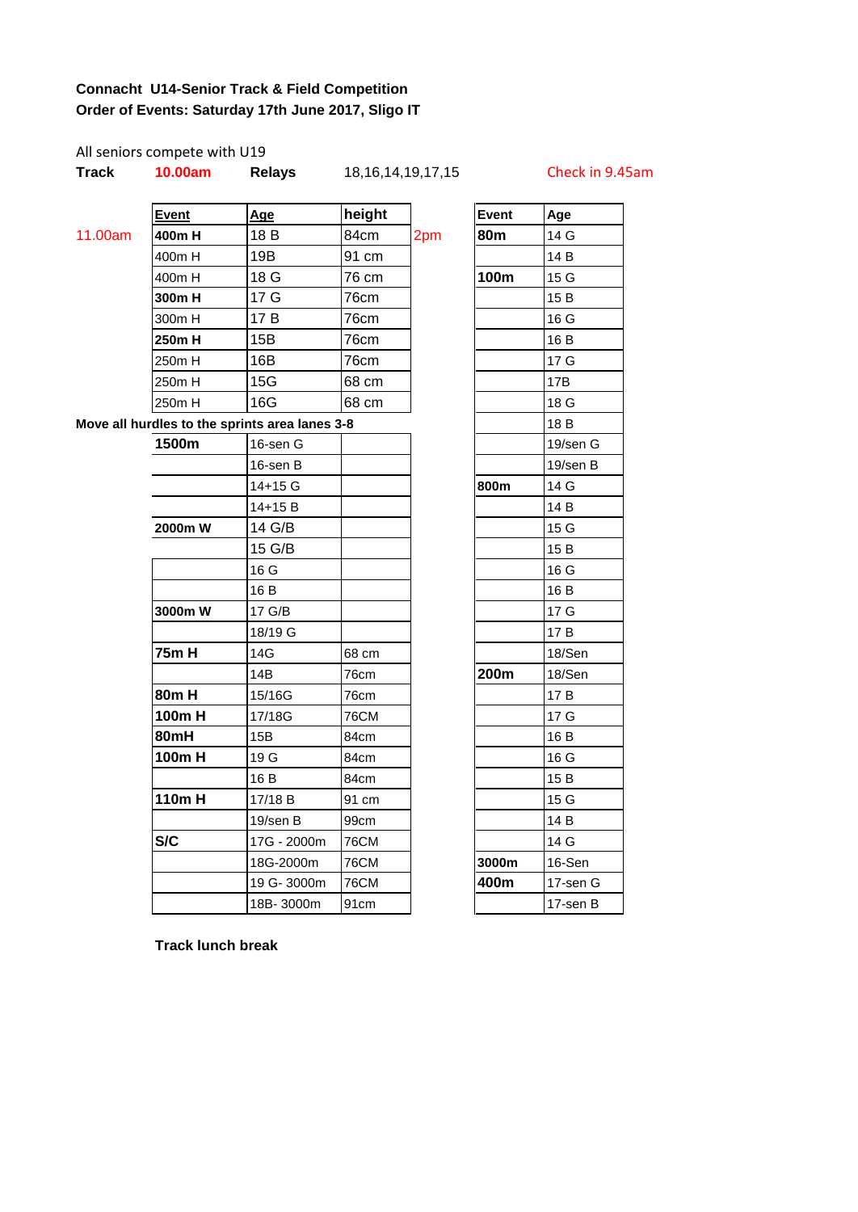**Connacht U14-Senior Track & Field Competition**
**Order of Events: Saturday 17th June 2017, Sligo IT**

All seniors compete with U19

**Track** 10.00am **Relays** 18,16,14,19,17,15 Check in 9.45am

| | Event | Age | height | | Event | Age |
|---|---|---|---|---|---|---|
| 11.00am | **400m H** | 18 B | 84cm | 2pm | **80m** | 14 G |
| | 400m H | 19B | 91 cm | | | 14 B |
| | 400m H | 18 G | 76 cm | | **100m** | 15 G |
| | **300m H** | 17 G | 76cm | | | 15 B |
| | 300m H | 17 B | 76cm | | | 16 G |
| | **250m H** | 15B | 76cm | | | 16 B |
| | 250m H | 16B | 76cm | | | 17 G |
| | 250m H | 15G | 68 cm | | | 17B |
| | 250m H | 16G | 68 cm | | | 18 G |
| **Move all hurdles to the sprints area lanes 3-8** | | | | | | 18 B |
| | **1500m** | 16-sen G | | | | 19/sen G |
| | | 16-sen B | | | | 19/sen B |
| | | 14+15 G | | | **800m** | 14 G |
| | | 14+15 B | | | | 14 B |
| | **2000m W** | 14 G/B | | | | 15 G |
| | | 15 G/B | | | | 15 B |
| | | 16 G | | | | 16 G |
| | | 16 B | | | | 16 B |
| | **3000m W** | 17 G/B | | | | 17 G |
| | | 18/19 G | | | | 17 B |
| | **75m H** | 14G | 68 cm | | | 18/Sen |
| | | 14B | 76cm | | **200m** | 18/Sen |
| | **80m H** | 15/16G | 76cm | | | 17 B |
| | **100m H** | 17/18G | 76CM | | | 17 G |
| | **80mH** | 15B | 84cm | | | 16 B |
| | **100m H** | 19 G | 84cm | | | 16 G |
| | | 16 B | 84cm | | | 15 B |
| | **110m H** | 17/18 B | 91 cm | | | 15 G |
| | | 19/sen B | 99cm | | | 14 B |
| | **S/C** | 17G - 2000m | 76CM | | | 14 G |
| | | 18G-2000m | 76CM | | **3000m** | 16-Sen |
| | | 19 G- 3000m | 76CM | | **400m** | 17-sen G |
| | | 18B- 3000m | 91cm | | | 17-sen B |

**Track lunch break**